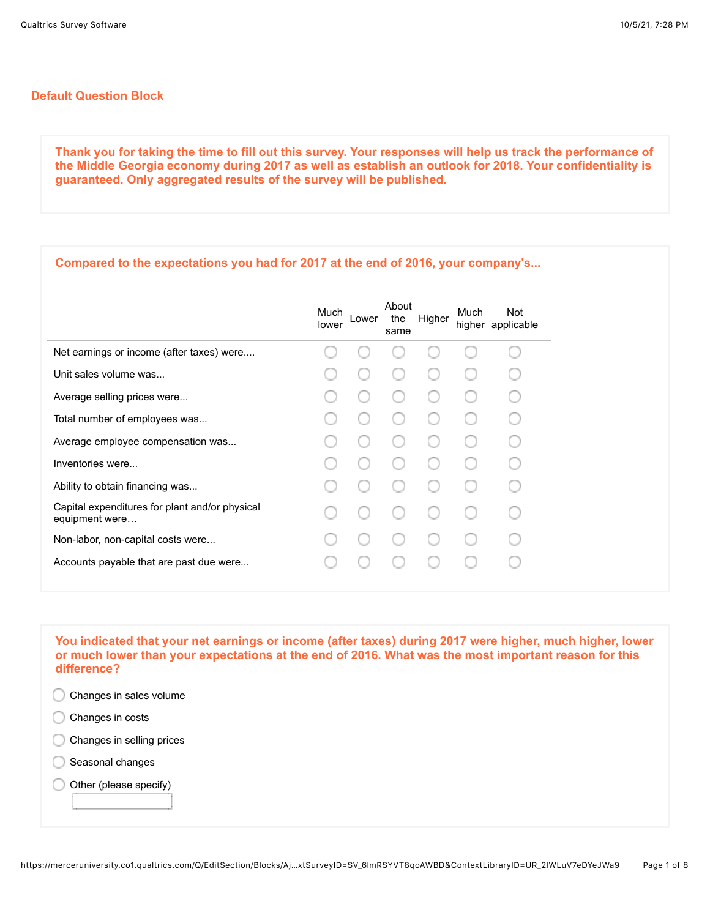## Default Question Block

**Thank you for taking the time to fill out this survey. Your responses will help us track the performance of the Middle Georgia economy during 2017 as well as establish an outlook for 2018. Your confidentiality is guaranteed. Only aggregated results of the survey will be published.**

**Compared to the expectations you had for 2017 at the end of 2016, your company's...**

| | Much lower | Lower | About the same | Higher | Much higher | Not applicable |
|---|---|---|---|---|---|---|
| Net earnings or income (after taxes) were.... | ○ | ○ | ○ | ○ | ○ | ○ |
| Unit sales volume was... | ○ | ○ | ○ | ○ | ○ | ○ |
| Average selling prices were... | ○ | ○ | ○ | ○ | ○ | ○ |
| Total number of employees was... | ○ | ○ | ○ | ○ | ○ | ○ |
| Average employee compensation was... | ○ | ○ | ○ | ○ | ○ | ○ |
| Inventories were... | ○ | ○ | ○ | ○ | ○ | ○ |
| Ability to obtain financing was... | ○ | ○ | ○ | ○ | ○ | ○ |
| Capital expenditures for plant and/or physical equipment were… | ○ | ○ | ○ | ○ | ○ | ○ |
| Non-labor, non-capital costs were... | ○ | ○ | ○ | ○ | ○ | ○ |
| Accounts payable that are past due were... | ○ | ○ | ○ | ○ | ○ | ○ |

**You indicated that your net earnings or income (after taxes) during 2017 were higher, much higher, lower or much lower than your expectations at the end of 2016. What was the most important reason for this difference?**

- ○ Changes in sales volume
- ○ Changes in costs
- ○ Changes in selling prices
- ○ Seasonal changes
- ○ Other (please specify) \_\_\_\_\_\_\_\_\_\_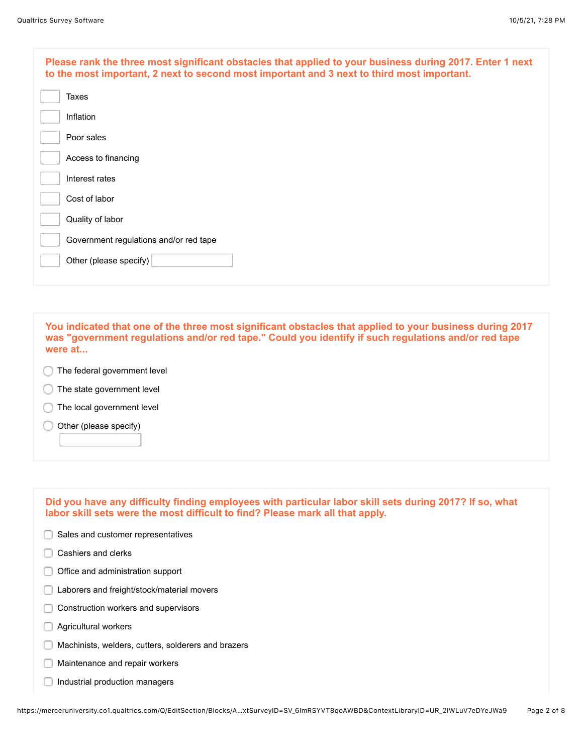**Please rank the three most significant obstacles that applied to your business during 2017. Enter 1 next to the most important, 2 next to second most important and 3 next to third most important.**

- [ ] Taxes
- [ ] Inflation
- [ ] Poor sales
- [ ] Access to financing
- [ ] Interest rates
- [ ] Cost of labor
- [ ] Quality of labor
- [ ] Government regulations and/or red tape
- [ ] Other (please specify) ______

**You indicated that one of the three most significant obstacles that applied to your business during 2017 was "government regulations and/or red tape." Could you identify if such regulations and/or red tape were at...**

- ○ The federal government level
- ○ The state government level
- ○ The local government level
- ○ Other (please specify) ______

**Did you have any difficulty finding employees with particular labor skill sets during 2017? If so, what labor skill sets were the most difficult to find? Please mark all that apply.**

- [ ] Sales and customer representatives
- [ ] Cashiers and clerks
- [ ] Office and administration support
- [ ] Laborers and freight/stock/material movers
- [ ] Construction workers and supervisors
- [ ] Agricultural workers
- [ ] Machinists, welders, cutters, solderers and brazers
- [ ] Maintenance and repair workers
- [ ] Industrial production managers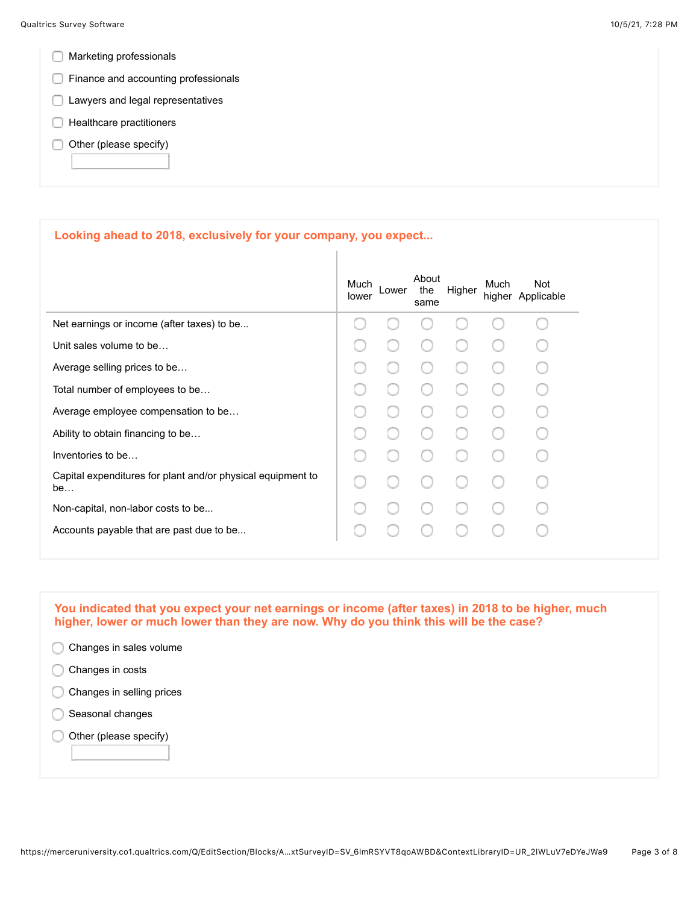- [ ] Marketing professionals
- [ ] Finance and accounting professionals
- [ ] Lawyers and legal representatives
- [ ] Healthcare practitioners
- [ ] Other (please specify) ____________

**Looking ahead to 2018, exclusively for your company, you expect...**

| | Much lower | Lower | About the same | Higher | Much higher | Not Applicable |
|---|---|---|---|---|---|---|
| Net earnings or income (after taxes) to be... | ○ | ○ | ○ | ○ | ○ | ○ |
| Unit sales volume to be… | ○ | ○ | ○ | ○ | ○ | ○ |
| Average selling prices to be… | ○ | ○ | ○ | ○ | ○ | ○ |
| Total number of employees to be… | ○ | ○ | ○ | ○ | ○ | ○ |
| Average employee compensation to be… | ○ | ○ | ○ | ○ | ○ | ○ |
| Ability to obtain financing to be… | ○ | ○ | ○ | ○ | ○ | ○ |
| Inventories to be… | ○ | ○ | ○ | ○ | ○ | ○ |
| Capital expenditures for plant and/or physical equipment to be… | ○ | ○ | ○ | ○ | ○ | ○ |
| Non-capital, non-labor costs to be... | ○ | ○ | ○ | ○ | ○ | ○ |
| Accounts payable that are past due to be... | ○ | ○ | ○ | ○ | ○ | ○ |

**You indicated that you expect your net earnings or income (after taxes) in 2018 to be higher, much higher, lower or much lower than they are now. Why do you think this will be the case?**

- ○ Changes in sales volume
- ○ Changes in costs
- ○ Changes in selling prices
- ○ Seasonal changes
- ○ Other (please specify) ____________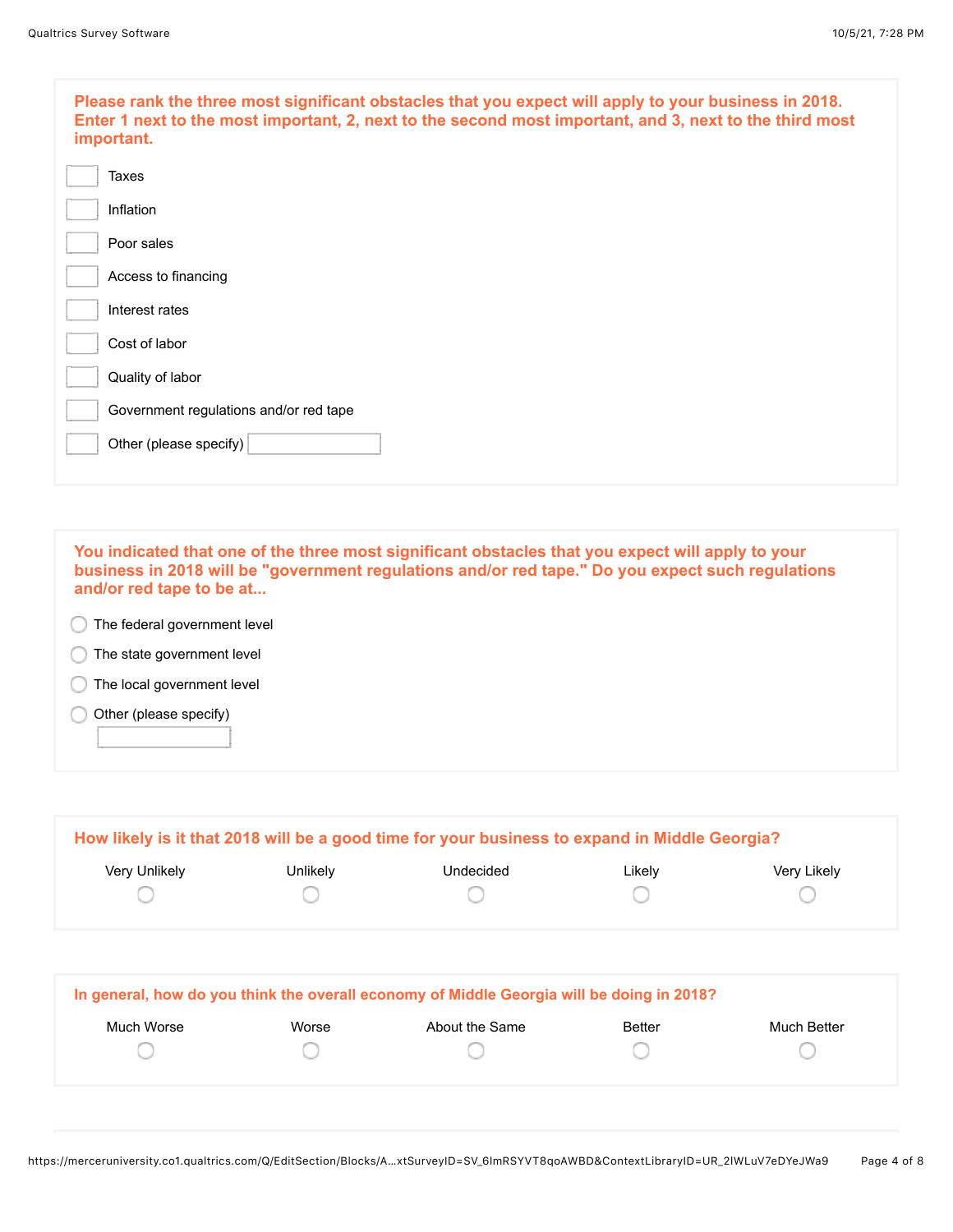**Please rank the three most significant obstacles that you expect will apply to your business in 2018. Enter 1 next to the most important, 2, next to the second most important, and 3, next to the third most important.**

- [ ] Taxes
- [ ] Inflation
- [ ] Poor sales
- [ ] Access to financing
- [ ] Interest rates
- [ ] Cost of labor
- [ ] Quality of labor
- [ ] Government regulations and/or red tape
- [ ] Other (please specify) ____________

**You indicated that one of the three most significant obstacles that you expect will apply to your business in 2018 will be "government regulations and/or red tape." Do you expect such regulations and/or red tape to be at...**

- ○ The federal government level
- ○ The state government level
- ○ The local government level
- ○ Other (please specify) ____________

**How likely is it that 2018 will be a good time for your business to expand in Middle Georgia?**

| Very Unlikely | Unlikely | Undecided | Likely | Very Likely |
| --- | --- | --- | --- | --- |
| ○ | ○ | ○ | ○ | ○ |

**In general, how do you think the overall economy of Middle Georgia will be doing in 2018?**

| Much Worse | Worse | About the Same | Better | Much Better |
| --- | --- | --- | --- | --- |
| ○ | ○ | ○ | ○ | ○ |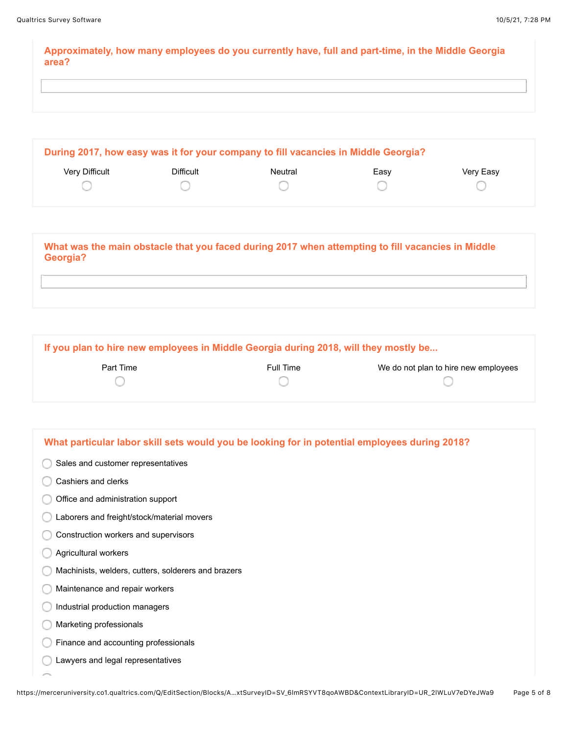**Approximately, how many employees do you currently have, full and part-time, in the Middle Georgia area?**

**During 2017, how easy was it for your company to fill vacancies in Middle Georgia?**

| Very Difficult | Difficult | Neutral | Easy | Very Easy |
|---|---|---|---|---|
| ○ | ○ | ○ | ○ | ○ |

**What was the main obstacle that you faced during 2017 when attempting to fill vacancies in Middle Georgia?**

**If you plan to hire new employees in Middle Georgia during 2018, will they mostly be...**

| Part Time | Full Time | We do not plan to hire new employees |
|---|---|---|
| ○ | ○ | ○ |

**What particular labor skill sets would you be looking for in potential employees during 2018?**

- ○ Sales and customer representatives
- ○ Cashiers and clerks
- ○ Office and administration support
- ○ Laborers and freight/stock/material movers
- ○ Construction workers and supervisors
- ○ Agricultural workers
- ○ Machinists, welders, cutters, solderers and brazers
- ○ Maintenance and repair workers
- ○ Industrial production managers
- ○ Marketing professionals
- ○ Finance and accounting professionals
- ○ Lawyers and legal representatives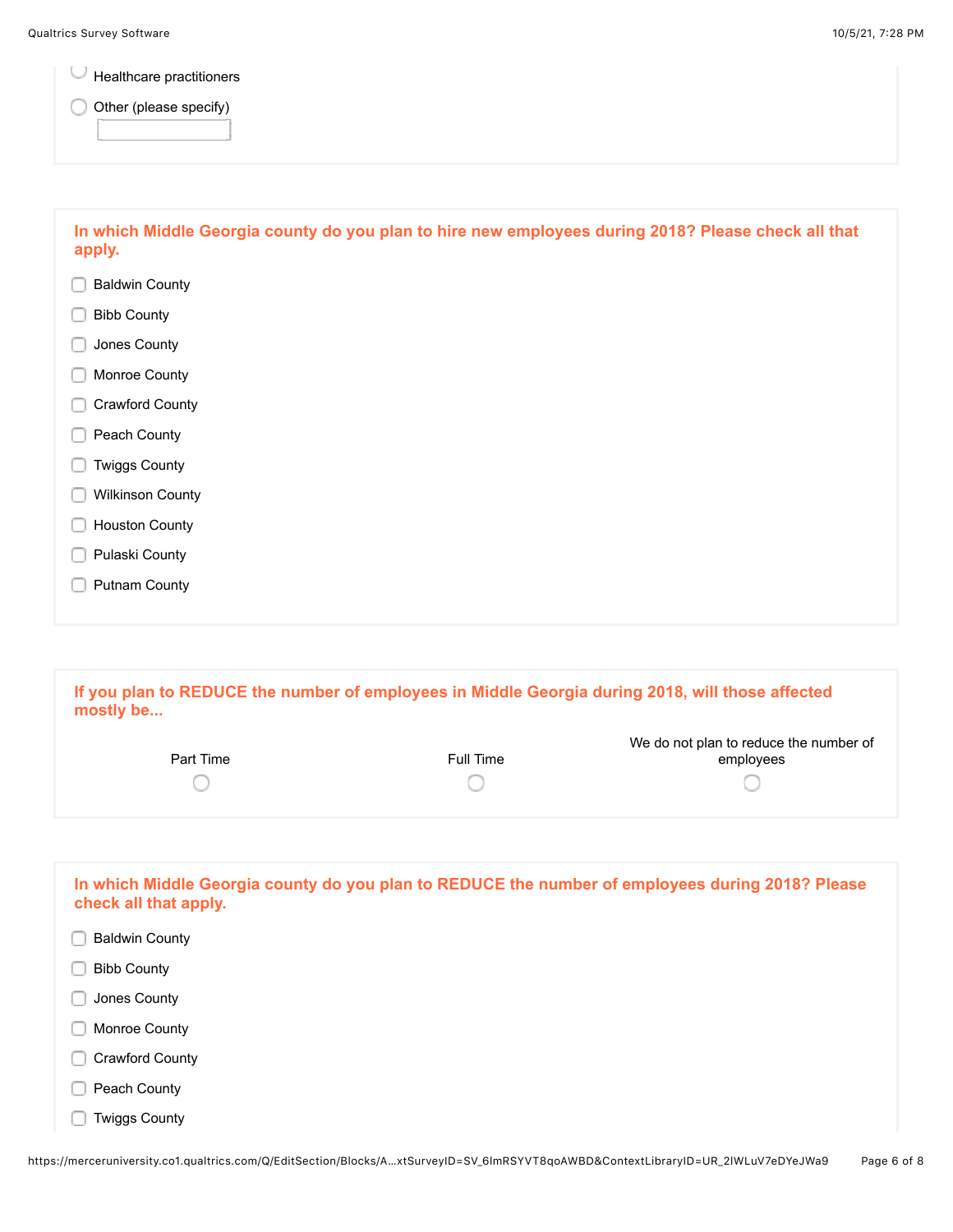- ○ Healthcare practitioners
- ○ Other (please specify) \_\_\_\_\_\_\_\_

**In which Middle Georgia county do you plan to hire new employees during 2018? Please check all that apply.**

- ☐ Baldwin County
- ☐ Bibb County
- ☐ Jones County
- ☐ Monroe County
- ☐ Crawford County
- ☐ Peach County
- ☐ Twiggs County
- ☐ Wilkinson County
- ☐ Houston County
- ☐ Pulaski County
- ☐ Putnam County

**If you plan to REDUCE the number of employees in Middle Georgia during 2018, will those affected mostly be...**

| Part Time | Full Time | We do not plan to reduce the number of employees |
|---|---|---|
| ○ | ○ | ○ |

**In which Middle Georgia county do you plan to REDUCE the number of employees during 2018? Please check all that apply.**

- ☐ Baldwin County
- ☐ Bibb County
- ☐ Jones County
- ☐ Monroe County
- ☐ Crawford County
- ☐ Peach County
- ☐ Twiggs County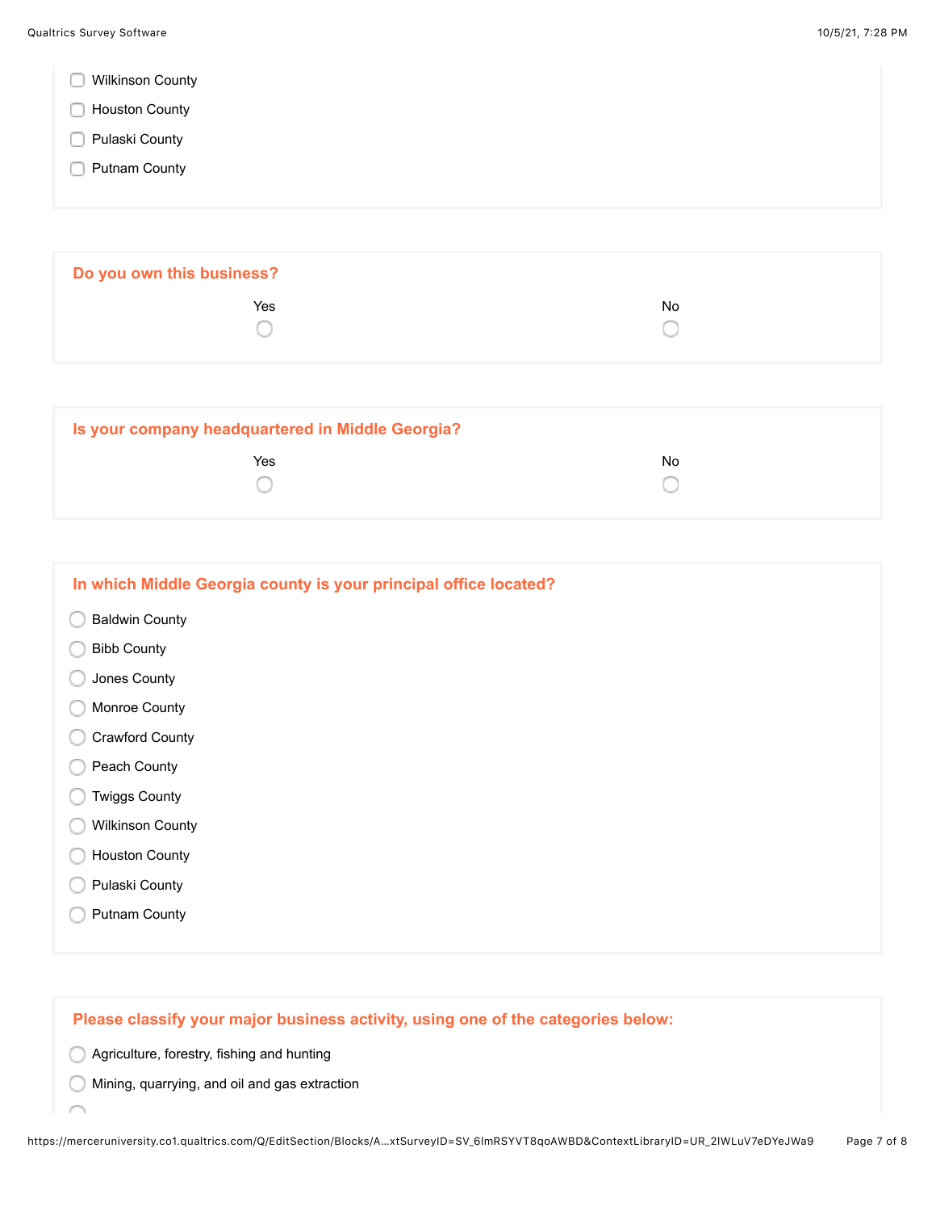- [ ] Wilkinson County
- [ ] Houston County
- [ ] Pulaski County
- [ ] Putnam County

**Do you own this business?**

| Yes | No |
|---|---|
| ○ | ○ |

**Is your company headquartered in Middle Georgia?**

| Yes | No |
|---|---|
| ○ | ○ |

**In which Middle Georgia county is your principal office located?**

- ○ Baldwin County
- ○ Bibb County
- ○ Jones County
- ○ Monroe County
- ○ Crawford County
- ○ Peach County
- ○ Twiggs County
- ○ Wilkinson County
- ○ Houston County
- ○ Pulaski County
- ○ Putnam County

**Please classify your major business activity, using one of the categories below:**

- ○ Agriculture, forestry, fishing and hunting
- ○ Mining, quarrying, and oil and gas extraction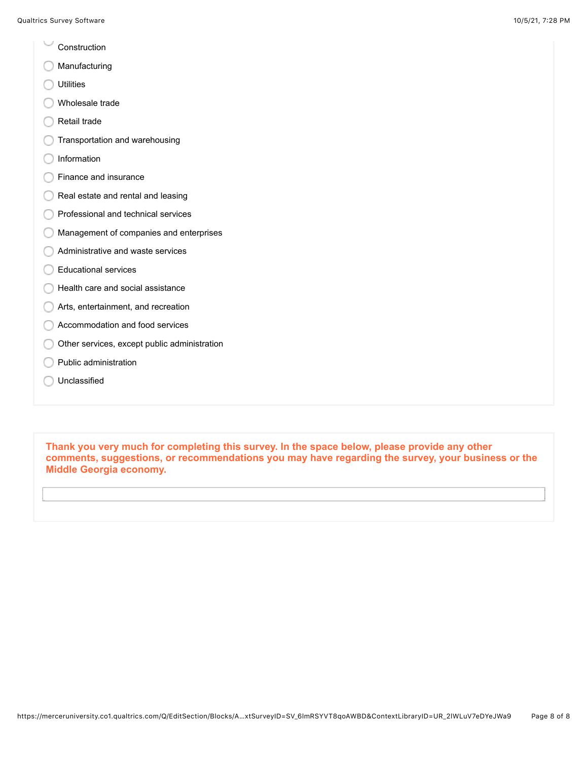- Construction
- Manufacturing
- Utilities
- Wholesale trade
- Retail trade
- Transportation and warehousing
- Information
- Finance and insurance
- Real estate and rental and leasing
- Professional and technical services
- Management of companies and enterprises
- Administrative and waste services
- Educational services
- Health care and social assistance
- Arts, entertainment, and recreation
- Accommodation and food services
- Other services, except public administration
- Public administration
- Unclassified

**Thank you very much for completing this survey. In the space below, please provide any other comments, suggestions, or recommendations you may have regarding the survey, your business or the Middle Georgia economy.**